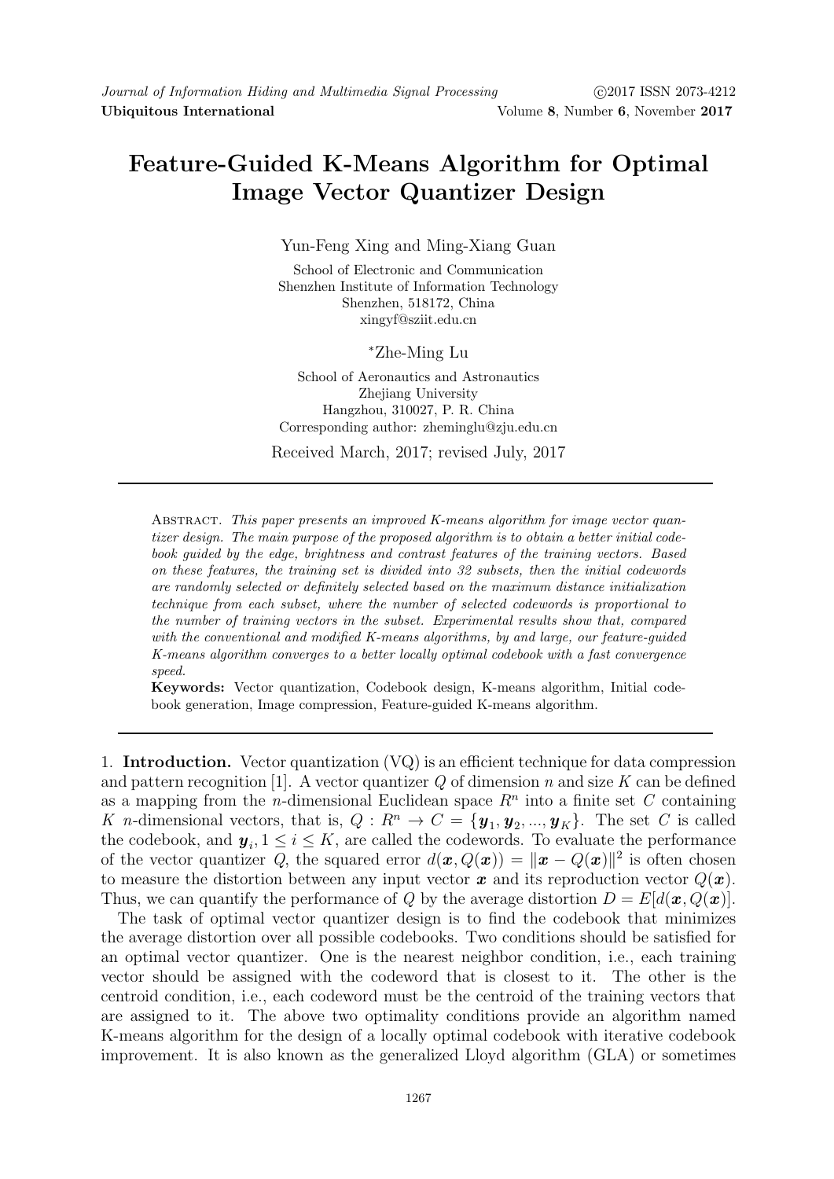# Feature-Guided K-Means Algorithm for Optimal Image Vector Quantizer Design

Yun-Feng Xing and Ming-Xiang Guan

School of Electronic and Communication
Shenzhen Institute of Information Technology
Shenzhen, 518172, China
xingyf@sziit.edu.cn

*Zhe-Ming Lu

School of Aeronautics and Astronautics
Zhejiang University
Hangzhou, 310027, P. R. China
Corresponding author: zheminglu@zju.edu.cn

Received March, 2017; revised July, 2017

Abstract. *This paper presents an improved K-means algorithm for image vector quantizer design. The main purpose of the proposed algorithm is to obtain a better initial codebook guided by the edge, brightness and contrast features of the training vectors. Based on these features, the training set is divided into 32 subsets, then the initial codewords are randomly selected or definitely selected based on the maximum distance initialization technique from each subset, where the number of selected codewords is proportional to the number of training vectors in the subset. Experimental results show that, compared with the conventional and modified K-means algorithms, by and large, our feature-guided K-means algorithm converges to a better locally optimal codebook with a fast convergence speed.*

**Keywords:** Vector quantization, Codebook design, K-means algorithm, Initial codebook generation, Image compression, Feature-guided K-means algorithm.

## 1. Introduction.

Vector quantization (VQ) is an efficient technique for data compression and pattern recognition [1]. A vector quantizer $Q$ of dimension $n$ and size $K$ can be defined as a mapping from the $n$-dimensional Euclidean space $R^n$ into a finite set $C$ containing $K$ $n$-dimensional vectors, that is, $Q : R^n \rightarrow C = \{\boldsymbol{y}_1, \boldsymbol{y}_2, ..., \boldsymbol{y}_K\}$. The set $C$ is called the codebook, and $\boldsymbol{y}_i, 1 \leq i \leq K$, are called the codewords. To evaluate the performance of the vector quantizer $Q$, the squared error $d(\boldsymbol{x}, Q(\boldsymbol{x})) = \|\boldsymbol{x} - Q(\boldsymbol{x})\|^2$ is often chosen to measure the distortion between any input vector $\boldsymbol{x}$ and its reproduction vector $Q(\boldsymbol{x})$. Thus, we can quantify the performance of $Q$ by the average distortion $D = E[d(\boldsymbol{x}, Q(\boldsymbol{x})]$.

The task of optimal vector quantizer design is to find the codebook that minimizes the average distortion over all possible codebooks. Two conditions should be satisfied for an optimal vector quantizer. One is the nearest neighbor condition, i.e., each training vector should be assigned with the codeword that is closest to it. The other is the centroid condition, i.e., each codeword must be the centroid of the training vectors that are assigned to it. The above two optimality conditions provide an algorithm named K-means algorithm for the design of a locally optimal codebook with iterative codebook improvement. It is also known as the generalized Lloyd algorithm (GLA) or sometimes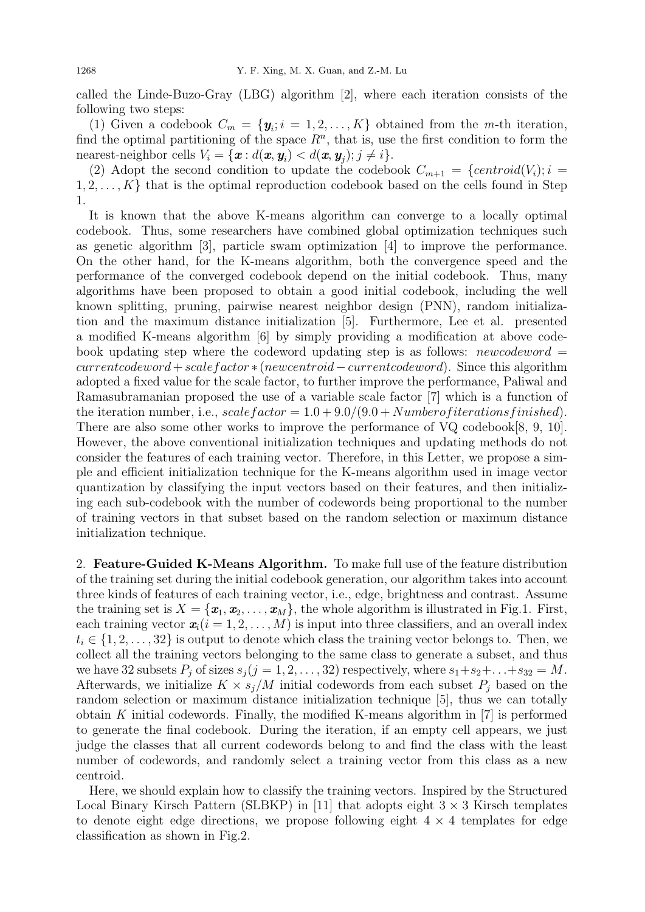called the Linde-Buzo-Gray (LBG) algorithm [2], where each iteration consists of the following two steps:

(1) Given a codebook $C_m = \{\boldsymbol{y}_i; i = 1, 2, \ldots, K\}$ obtained from the $m$-th iteration, find the optimal partitioning of the space $R^n$, that is, use the first condition to form the nearest-neighbor cells $V_i = \{\boldsymbol{x} : d(\boldsymbol{x}, \boldsymbol{y}_i) < d(\boldsymbol{x}, \boldsymbol{y}_j); j \neq i\}$.

(2) Adopt the second condition to update the codebook $C_{m+1} = \{centroid(V_i); i = 1, 2, \ldots, K\}$ that is the optimal reproduction codebook based on the cells found in Step 1.

It is known that the above K-means algorithm can converge to a locally optimal codebook. Thus, some researchers have combined global optimization techniques such as genetic algorithm [3], particle swam optimization [4] to improve the performance. On the other hand, for the K-means algorithm, both the convergence speed and the performance of the converged codebook depend on the initial codebook. Thus, many algorithms have been proposed to obtain a good initial codebook, including the well known splitting, pruning, pairwise nearest neighbor design (PNN), random initialization and the maximum distance initialization [5]. Furthermore, Lee et al. presented a modified K-means algorithm [6] by simply providing a modification at above codebook updating step where the codeword updating step is as follows: $newcodeword = currentcodeword + scalefactor * (newcentroid - currentcodeword)$. Since this algorithm adopted a fixed value for the scale factor, to further improve the performance, Paliwal and Ramasubramanian proposed the use of a variable scale factor [7] which is a function of the iteration number, i.e., $scalefactor = 1.0 + 9.0/(9.0 + Numberofiterationsfinished)$. There are also some other works to improve the performance of VQ codebook[8, 9, 10]. However, the above conventional initialization techniques and updating methods do not consider the features of each training vector. Therefore, in this Letter, we propose a simple and efficient initialization technique for the K-means algorithm used in image vector quantization by classifying the input vectors based on their features, and then initializing each sub-codebook with the number of codewords being proportional to the number of training vectors in that subset based on the random selection or maximum distance initialization technique.

## 2. Feature-Guided K-Means Algorithm.

To make full use of the feature distribution of the training set during the initial codebook generation, our algorithm takes into account three kinds of features of each training vector, i.e., edge, brightness and contrast. Assume the training set is $X = \{\boldsymbol{x}_1, \boldsymbol{x}_2, \ldots, \boldsymbol{x}_M\}$, the whole algorithm is illustrated in Fig.1. First, each training vector $\boldsymbol{x}_i (i = 1, 2, \ldots, M)$ is input into three classifiers, and an overall index $t_i \in \{1, 2, \ldots, 32\}$ is output to denote which class the training vector belongs to. Then, we collect all the training vectors belonging to the same class to generate a subset, and thus we have 32 subsets $P_j$ of sizes $s_j (j = 1, 2, \ldots, 32)$ respectively, where $s_1 + s_2 + \ldots + s_{32} = M$. Afterwards, we initialize $K \times s_j / M$ initial codewords from each subset $P_j$ based on the random selection or maximum distance initialization technique [5], thus we can totally obtain $K$ initial codewords. Finally, the modified K-means algorithm in [7] is performed to generate the final codebook. During the iteration, if an empty cell appears, we just judge the classes that all current codewords belong to and find the class with the least number of codewords, and randomly select a training vector from this class as a new centroid.

Here, we should explain how to classify the training vectors. Inspired by the Structured Local Binary Kirsch Pattern (SLBKP) in [11] that adopts eight $3 \times 3$ Kirsch templates to denote eight edge directions, we propose following eight $4 \times 4$ templates for edge classification as shown in Fig.2.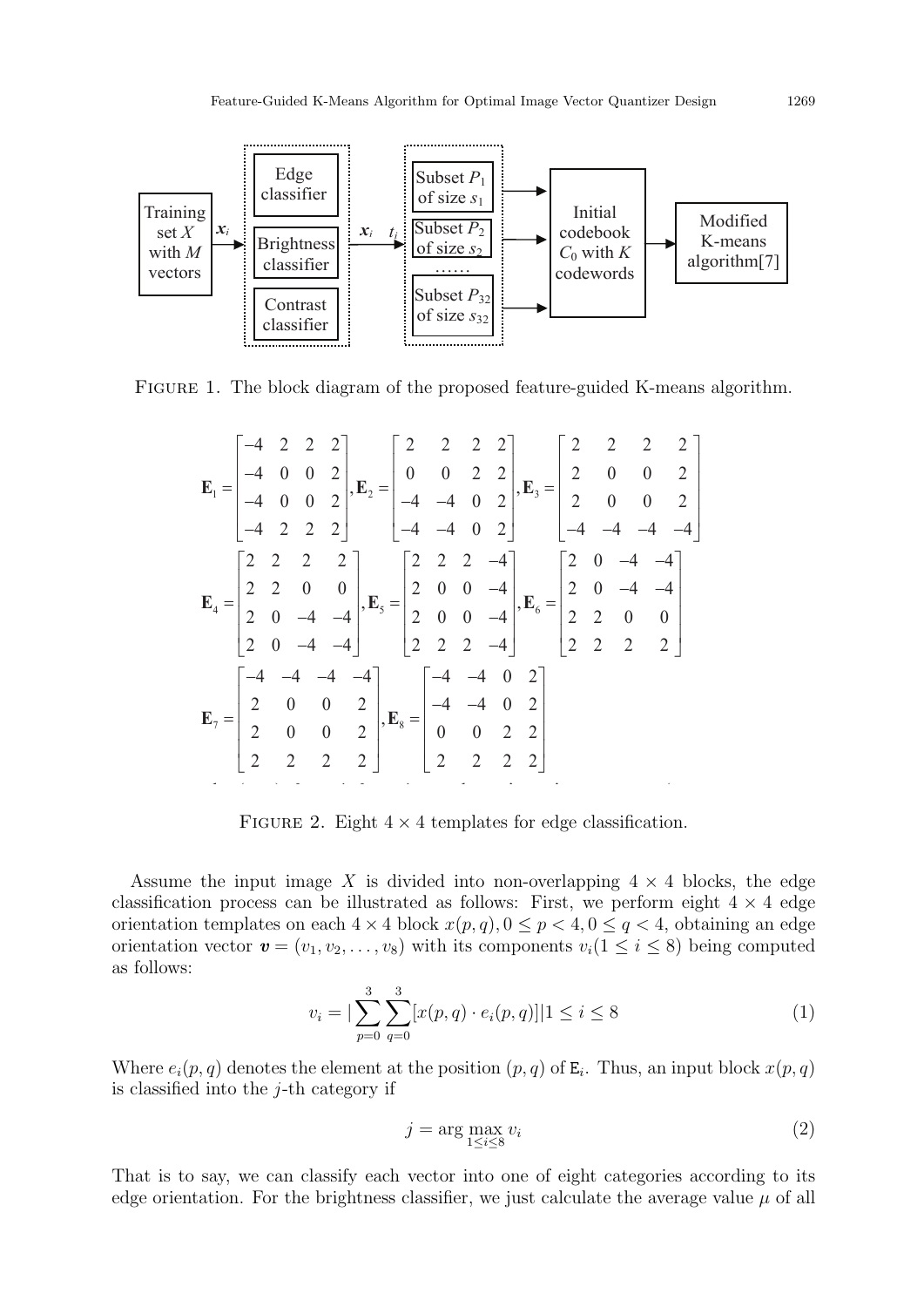Training set $X$ with $M$ vectors → $\boldsymbol{x}_i$ → [Edge classifier, Brightness classifier, Contrast classifier] → $\boldsymbol{x}_i$ $t_i$ → [Subset $P_1$ of size $s_1$, Subset $P_2$ of size $s_2$, ……, Subset $P_{32}$ of size $s_{32}$] → Initial codebook $C_0$ with $K$ codewords → Modified K-means algorithm[7]

Figure 1. The block diagram of the proposed feature-guided K-means algorithm.

$$
\mathbf{E}_1 = \begin{bmatrix} -4 & 2 & 2 & 2 \\ -4 & 0 & 0 & 2 \\ -4 & 0 & 0 & 2 \\ -4 & 2 & 2 & 2 \end{bmatrix}, \mathbf{E}_2 = \begin{bmatrix} 2 & 2 & 2 & 2 \\ 0 & 0 & 2 & 2 \\ -4 & -4 & 0 & 2 \\ -4 & -4 & 0 & 2 \end{bmatrix}, \mathbf{E}_3 = \begin{bmatrix} 2 & 2 & 2 & 2 \\ 2 & 0 & 0 & 2 \\ 2 & 0 & 0 & 2 \\ -4 & -4 & -4 & -4 \end{bmatrix}
$$

$$
\mathbf{E}_4 = \begin{bmatrix} 2 & 2 & 2 & 2 \\ 2 & 2 & 0 & 0 \\ 2 & 0 & -4 & -4 \\ 2 & 0 & -4 & -4 \end{bmatrix}, \mathbf{E}_5 = \begin{bmatrix} 2 & 2 & 2 & -4 \\ 2 & 0 & 0 & -4 \\ 2 & 0 & 0 & -4 \\ 2 & 2 & 2 & -4 \end{bmatrix}, \mathbf{E}_6 = \begin{bmatrix} 2 & 0 & -4 & -4 \\ 2 & 0 & -4 & -4 \\ 2 & 2 & 0 & 0 \\ 2 & 2 & 2 & 2 \end{bmatrix}
$$

$$
\mathbf{E}_7 = \begin{bmatrix} -4 & -4 & -4 & -4 \\ 2 & 0 & 0 & 2 \\ 2 & 0 & 0 & 2 \\ 2 & 2 & 2 & 2 \end{bmatrix}, \mathbf{E}_8 = \begin{bmatrix} -4 & -4 & 0 & 2 \\ -4 & -4 & 0 & 2 \\ 0 & 0 & 2 & 2 \\ 2 & 2 & 2 & 2 \end{bmatrix}
$$

Figure 2. Eight $4 \times 4$ templates for edge classification.

Assume the input image $X$ is divided into non-overlapping $4 \times 4$ blocks, the edge classification process can be illustrated as follows: First, we perform eight $4 \times 4$ edge orientation templates on each $4 \times 4$ block $x(p, q), 0 \leq p < 4, 0 \leq q < 4$, obtaining an edge orientation vector $\boldsymbol{v} = (v_1, v_2, \ldots, v_8)$ with its components $v_i (1 \leq i \leq 8)$ being computed as follows:

$$
v_i = \left|\sum_{p=0}^{3} \sum_{q=0}^{3} [x(p,q) \cdot e_i(p,q)]\right| 1 \leq i \leq 8 \tag{1}
$$

Where $e_i(p, q)$ denotes the element at the position $(p, q)$ of $\mathtt{E}_i$. Thus, an input block $x(p, q)$ is classified into the $j$-th category if

$$
j = \arg \max_{1 \leq i \leq 8} v_i \tag{2}
$$

That is to say, we can classify each vector into one of eight categories according to its edge orientation. For the brightness classifier, we just calculate the average value $\mu$ of all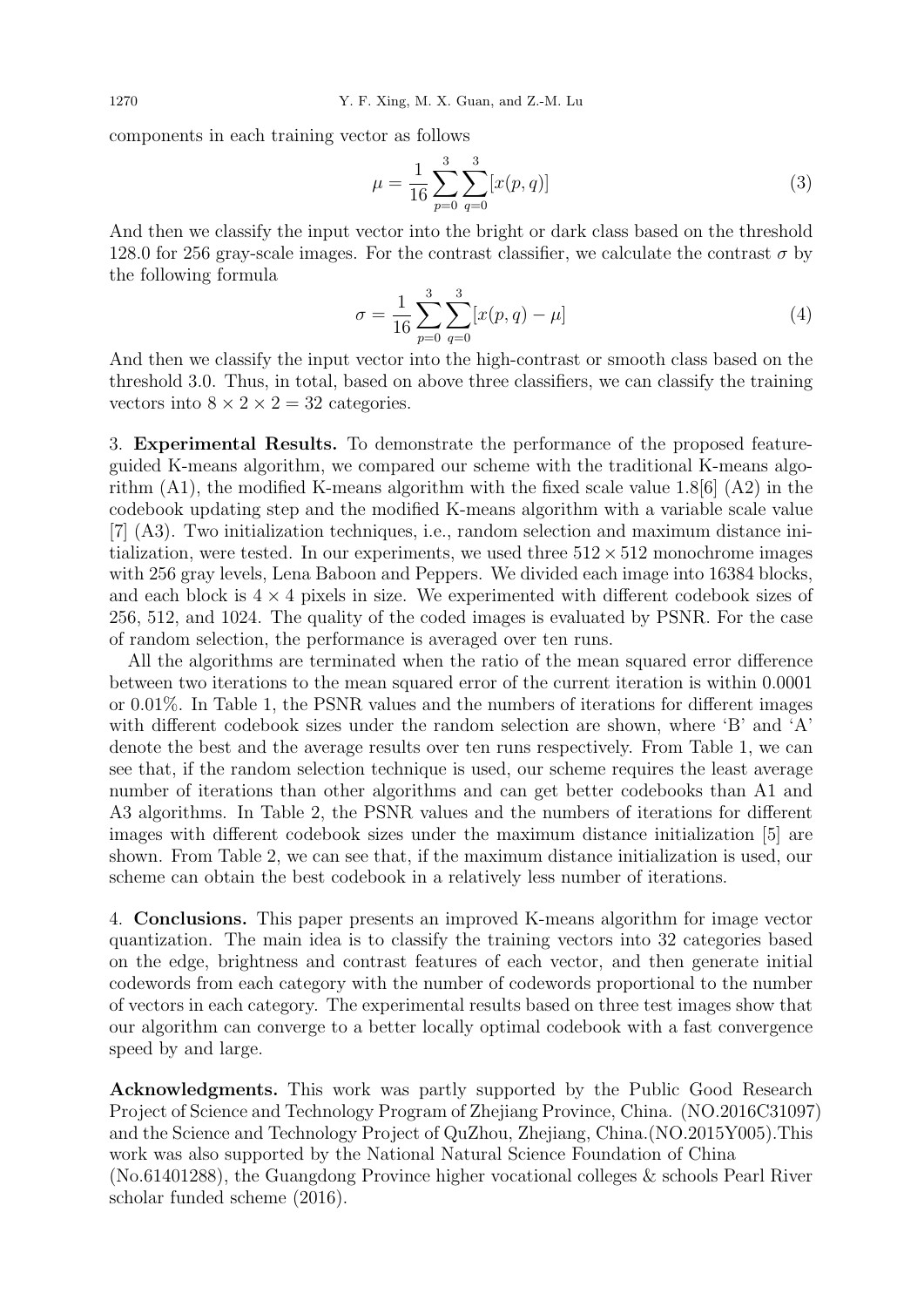components in each training vector as follows

$$\mu = \frac{1}{16} \sum_{p=0}^{3} \sum_{q=0}^{3} [x(p, q)] \tag{3}$$

And then we classify the input vector into the bright or dark class based on the threshold 128.0 for 256 gray-scale images. For the contrast classifier, we calculate the contrast $\sigma$ by the following formula

$$\sigma = \frac{1}{16} \sum_{p=0}^{3} \sum_{q=0}^{3} [x(p, q) - \mu] \tag{4}$$

And then we classify the input vector into the high-contrast or smooth class based on the threshold 3.0. Thus, in total, based on above three classifiers, we can classify the training vectors into $8 \times 2 \times 2 = 32$ categories.

3. **Experimental Results.** To demonstrate the performance of the proposed feature-guided K-means algorithm, we compared our scheme with the traditional K-means algorithm (A1), the modified K-means algorithm with the fixed scale value 1.8[6] (A2) in the codebook updating step and the modified K-means algorithm with a variable scale value [7] (A3). Two initialization techniques, i.e., random selection and maximum distance initialization, were tested. In our experiments, we used three $512 \times 512$ monochrome images with 256 gray levels, Lena Baboon and Peppers. We divided each image into 16384 blocks, and each block is $4 \times 4$ pixels in size. We experimented with different codebook sizes of 256, 512, and 1024. The quality of the coded images is evaluated by PSNR. For the case of random selection, the performance is averaged over ten runs.

All the algorithms are terminated when the ratio of the mean squared error difference between two iterations to the mean squared error of the current iteration is within 0.0001 or 0.01%. In Table 1, the PSNR values and the numbers of iterations for different images with different codebook sizes under the random selection are shown, where 'B' and 'A' denote the best and the average results over ten runs respectively. From Table 1, we can see that, if the random selection technique is used, our scheme requires the least average number of iterations than other algorithms and can get better codebooks than A1 and A3 algorithms. In Table 2, the PSNR values and the numbers of iterations for different images with different codebook sizes under the maximum distance initialization [5] are shown. From Table 2, we can see that, if the maximum distance initialization is used, our scheme can obtain the best codebook in a relatively less number of iterations.

4. **Conclusions.** This paper presents an improved K-means algorithm for image vector quantization. The main idea is to classify the training vectors into 32 categories based on the edge, brightness and contrast features of each vector, and then generate initial codewords from each category with the number of codewords proportional to the number of vectors in each category. The experimental results based on three test images show that our algorithm can converge to a better locally optimal codebook with a fast convergence speed by and large.

**Acknowledgments.** This work was partly supported by the Public Good Research Project of Science and Technology Program of Zhejiang Province, China. (NO.2016C31097) and the Science and Technology Project of QuZhou, Zhejiang, China.(NO.2015Y005).This work was also supported by the National Natural Science Foundation of China (No.61401288), the Guangdong Province higher vocational colleges & schools Pearl River scholar funded scheme (2016).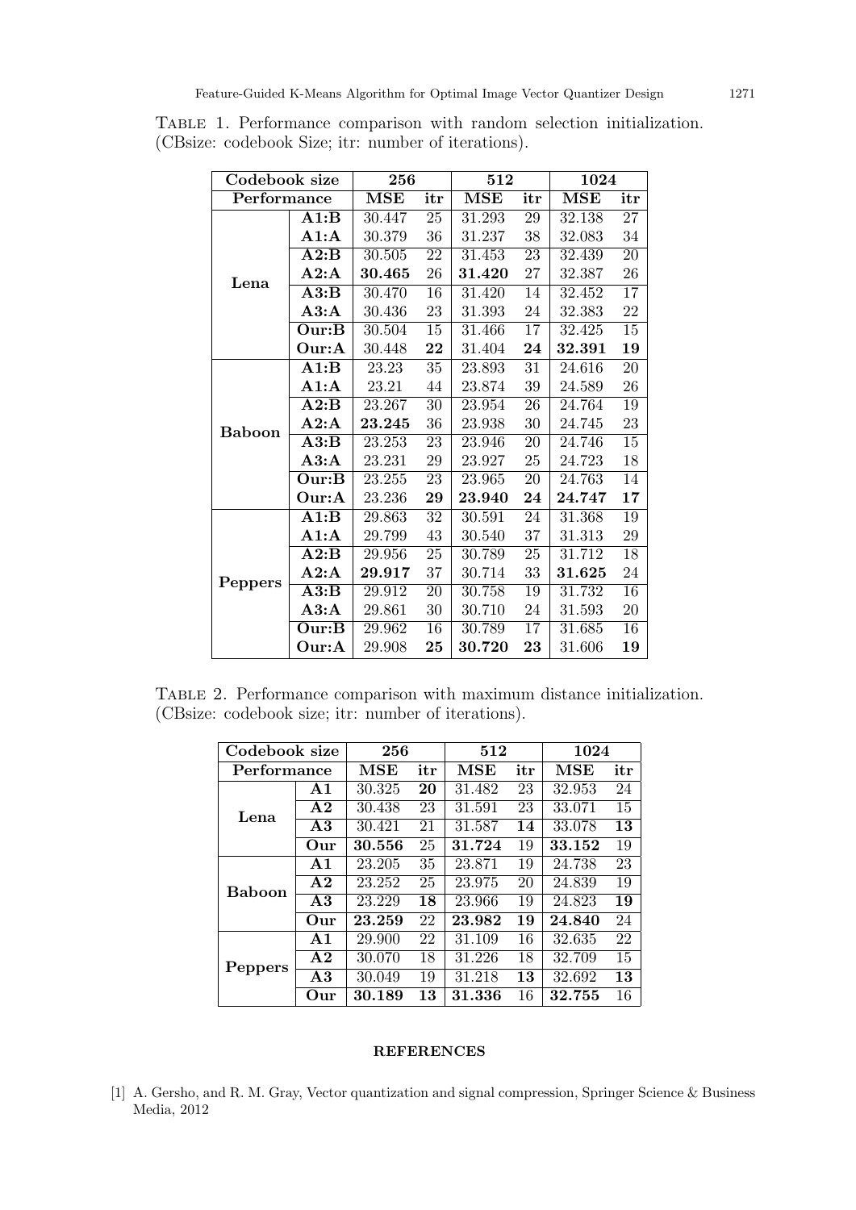Table 1. Performance comparison with random selection initialization. (CBsize: codebook Size; itr: number of iterations).

| **Codebook size** | | **256** | | **512** | | **1024** | |
|---|---|---|---|---|---|---|---|
| **Performance** | | **MSE** | **itr** | **MSE** | **itr** | **MSE** | **itr** |
| **Lena** | **A1:B** | 30.447 | 25 | 31.293 | 29 | 32.138 | 27 |
| | **A1:A** | 30.379 | 36 | 31.237 | 38 | 32.083 | 34 |
| | **A2:B** | 30.505 | 22 | 31.453 | 23 | 32.439 | 20 |
| | **A2:A** | **30.465** | 26 | **31.420** | 27 | 32.387 | 26 |
| | **A3:B** | 30.470 | 16 | 31.420 | 14 | 32.452 | 17 |
| | **A3:A** | 30.436 | 23 | 31.393 | 24 | 32.383 | 22 |
| | **Our:B** | 30.504 | 15 | 31.466 | 17 | 32.425 | 15 |
| | **Our:A** | 30.448 | **22** | 31.404 | **24** | **32.391** | **19** |
| **Baboon** | **A1:B** | 23.23 | 35 | 23.893 | 31 | 24.616 | 20 |
| | **A1:A** | 23.21 | 44 | 23.874 | 39 | 24.589 | 26 |
| | **A2:B** | 23.267 | 30 | 23.954 | 26 | 24.764 | 19 |
| | **A2:A** | **23.245** | 36 | 23.938 | 30 | 24.745 | 23 |
| | **A3:B** | 23.253 | 23 | 23.946 | 20 | 24.746 | 15 |
| | **A3:A** | 23.231 | 29 | 23.927 | 25 | 24.723 | 18 |
| | **Our:B** | 23.255 | 23 | 23.965 | 20 | 24.763 | 14 |
| | **Our:A** | 23.236 | **29** | **23.940** | **24** | **24.747** | **17** |
| **Peppers** | **A1:B** | 29.863 | 32 | 30.591 | 24 | 31.368 | 19 |
| | **A1:A** | 29.799 | 43 | 30.540 | 37 | 31.313 | 29 |
| | **A2:B** | 29.956 | 25 | 30.789 | 25 | 31.712 | 18 |
| | **A2:A** | **29.917** | 37 | 30.714 | 33 | **31.625** | 24 |
| | **A3:B** | 29.912 | 20 | 30.758 | 19 | 31.732 | 16 |
| | **A3:A** | 29.861 | 30 | 30.710 | 24 | 31.593 | 20 |
| | **Our:B** | 29.962 | 16 | 30.789 | 17 | 31.685 | 16 |
| | **Our:A** | 29.908 | **25** | **30.720** | **23** | 31.606 | **19** |

Table 2. Performance comparison with maximum distance initialization. (CBsize: codebook size; itr: number of iterations).

| **Codebook size** | | **256** | | **512** | | **1024** | |
|---|---|---|---|---|---|---|---|
| **Performance** | | **MSE** | **itr** | **MSE** | **itr** | **MSE** | **itr** |
| **Lena** | **A1** | 30.325 | **20** | 31.482 | 23 | 32.953 | 24 |
| | **A2** | 30.438 | 23 | 31.591 | 23 | 33.071 | 15 |
| | **A3** | 30.421 | 21 | 31.587 | **14** | 33.078 | **13** |
| | **Our** | **30.556** | 25 | **31.724** | 19 | **33.152** | 19 |
| **Baboon** | **A1** | 23.205 | 35 | 23.871 | 19 | 24.738 | 23 |
| | **A2** | 23.252 | 25 | 23.975 | 20 | 24.839 | 19 |
| | **A3** | 23.229 | **18** | 23.966 | 19 | 24.823 | **19** |
| | **Our** | **23.259** | 22 | **23.982** | **19** | **24.840** | 24 |
| **Peppers** | **A1** | 29.900 | 22 | 31.109 | 16 | 32.635 | 22 |
| | **A2** | 30.070 | 18 | 31.226 | 18 | 32.709 | 15 |
| | **A3** | 30.049 | 19 | 31.218 | **13** | 32.692 | **13** |
| | **Our** | **30.189** | **13** | **31.336** | 16 | **32.755** | 16 |

## REFERENCES

[1] A. Gersho, and R. M. Gray, Vector quantization and signal compression, Springer Science & Business Media, 2012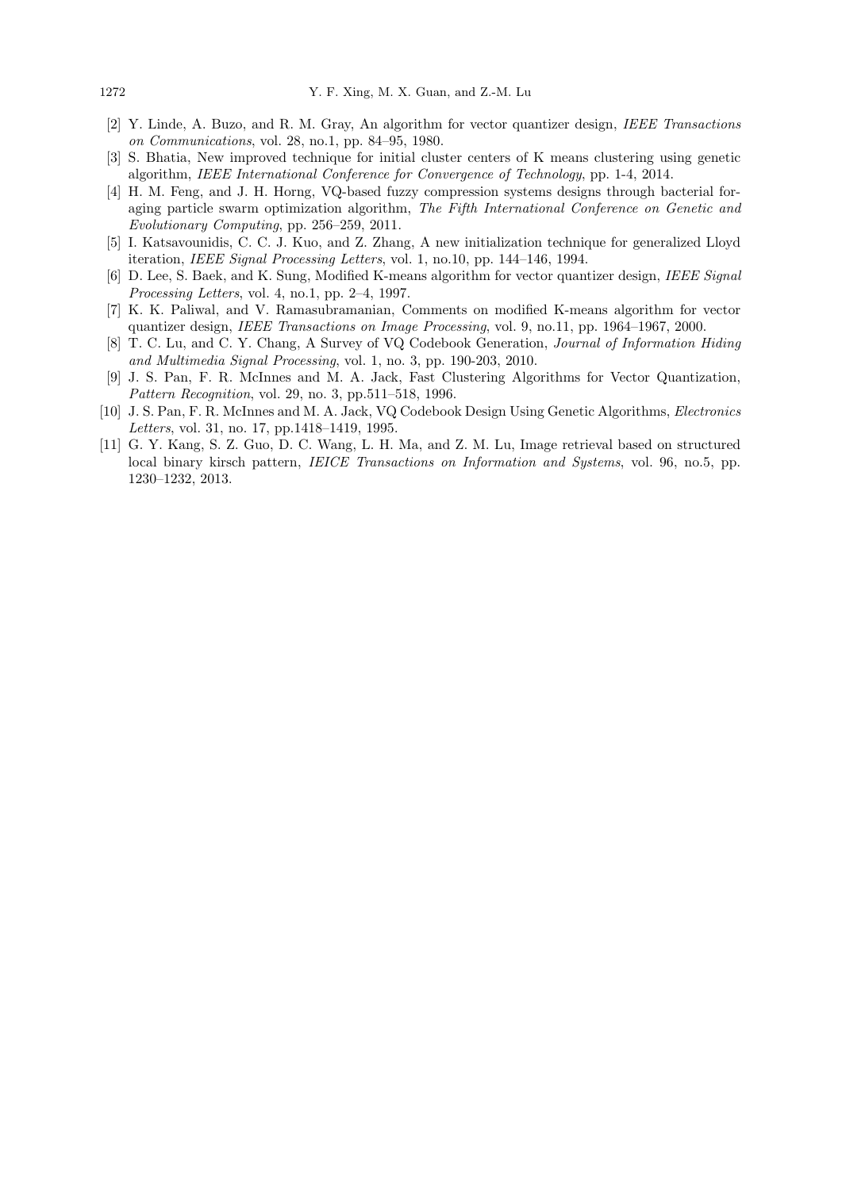[2] Y. Linde, A. Buzo, and R. M. Gray, An algorithm for vector quantizer design, *IEEE Transactions on Communications*, vol. 28, no.1, pp. 84–95, 1980.

[3] S. Bhatia, New improved technique for initial cluster centers of K means clustering using genetic algorithm, *IEEE International Conference for Convergence of Technology*, pp. 1-4, 2014.

[4] H. M. Feng, and J. H. Horng, VQ-based fuzzy compression systems designs through bacterial foraging particle swarm optimization algorithm, *The Fifth International Conference on Genetic and Evolutionary Computing*, pp. 256–259, 2011.

[5] I. Katsavounidis, C. C. J. Kuo, and Z. Zhang, A new initialization technique for generalized Lloyd iteration, *IEEE Signal Processing Letters*, vol. 1, no.10, pp. 144–146, 1994.

[6] D. Lee, S. Baek, and K. Sung, Modified K-means algorithm for vector quantizer design, *IEEE Signal Processing Letters*, vol. 4, no.1, pp. 2–4, 1997.

[7] K. K. Paliwal, and V. Ramasubramanian, Comments on modified K-means algorithm for vector quantizer design, *IEEE Transactions on Image Processing*, vol. 9, no.11, pp. 1964–1967, 2000.

[8] T. C. Lu, and C. Y. Chang, A Survey of VQ Codebook Generation, *Journal of Information Hiding and Multimedia Signal Processing*, vol. 1, no. 3, pp. 190-203, 2010.

[9] J. S. Pan, F. R. McInnes and M. A. Jack, Fast Clustering Algorithms for Vector Quantization, *Pattern Recognition*, vol. 29, no. 3, pp.511–518, 1996.

[10] J. S. Pan, F. R. McInnes and M. A. Jack, VQ Codebook Design Using Genetic Algorithms, *Electronics Letters*, vol. 31, no. 17, pp.1418–1419, 1995.

[11] G. Y. Kang, S. Z. Guo, D. C. Wang, L. H. Ma, and Z. M. Lu, Image retrieval based on structured local binary kirsch pattern, *IEICE Transactions on Information and Systems*, vol. 96, no.5, pp. 1230–1232, 2013.